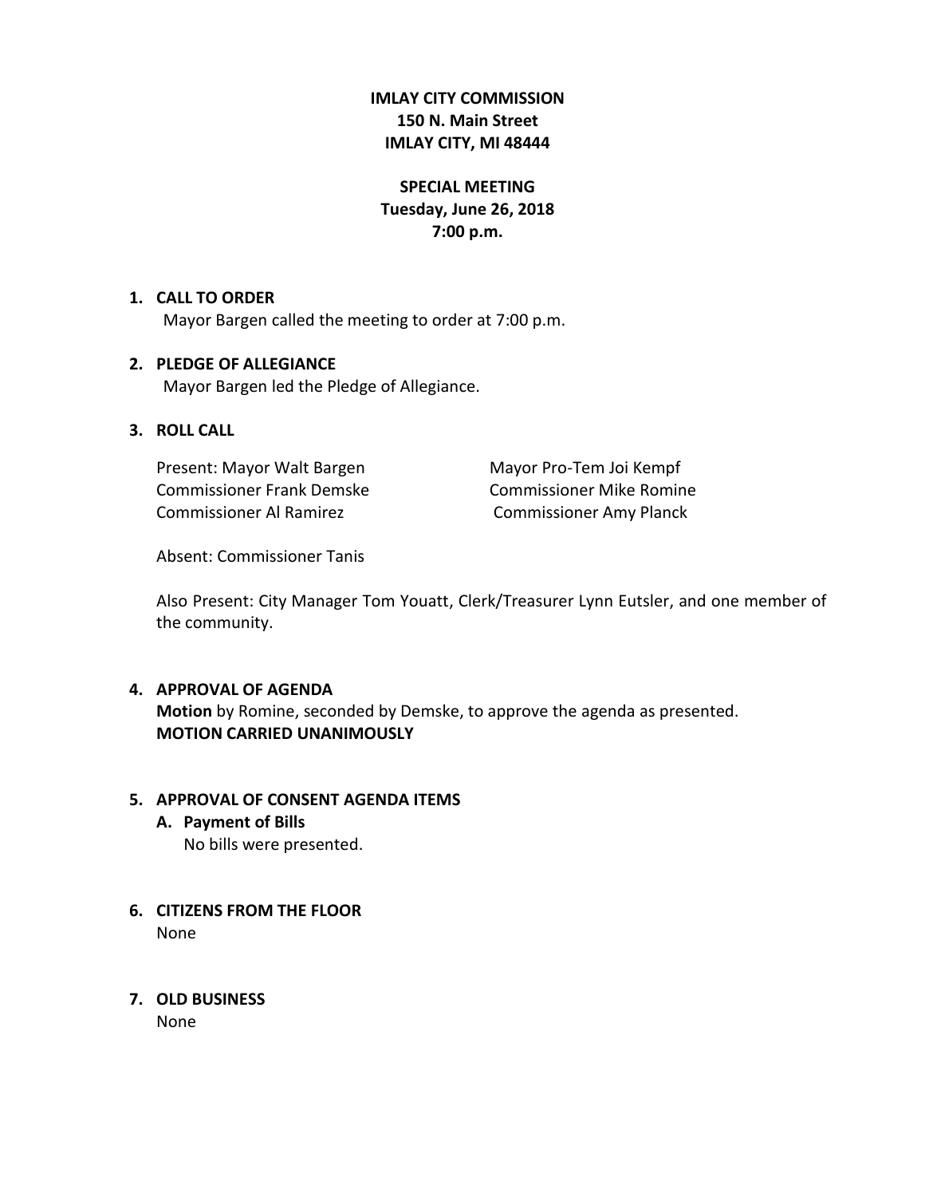**IMLAY CITY COMMISSION**
**150 N. Main Street**
**IMLAY CITY, MI 48444**

**SPECIAL MEETING**
**Tuesday, June 26, 2018**
**7:00 p.m.**

1. **CALL TO ORDER**
   Mayor Bargen called the meeting to order at 7:00 p.m.

2. **PLEDGE OF ALLEGIANCE**
   Mayor Bargen led the Pledge of Allegiance.

3. **ROLL CALL**

   Present: Mayor Walt Bargen
   Mayor Pro-Tem Joi Kempf
   Commissioner Frank Demske
   Commissioner Mike Romine
   Commissioner Al Ramirez
   Commissioner Amy Planck

   Absent: Commissioner Tanis

   Also Present: City Manager Tom Youatt, Clerk/Treasurer Lynn Eutsler, and one member of the community.

4. **APPROVAL OF AGENDA**
   **Motion** by Romine, seconded by Demske, to approve the agenda as presented.
   **MOTION CARRIED UNANIMOUSLY**

5. **APPROVAL OF CONSENT AGENDA ITEMS**
   **A. Payment of Bills**
   No bills were presented.

6. **CITIZENS FROM THE FLOOR**
   None

7. **OLD BUSINESS**
   None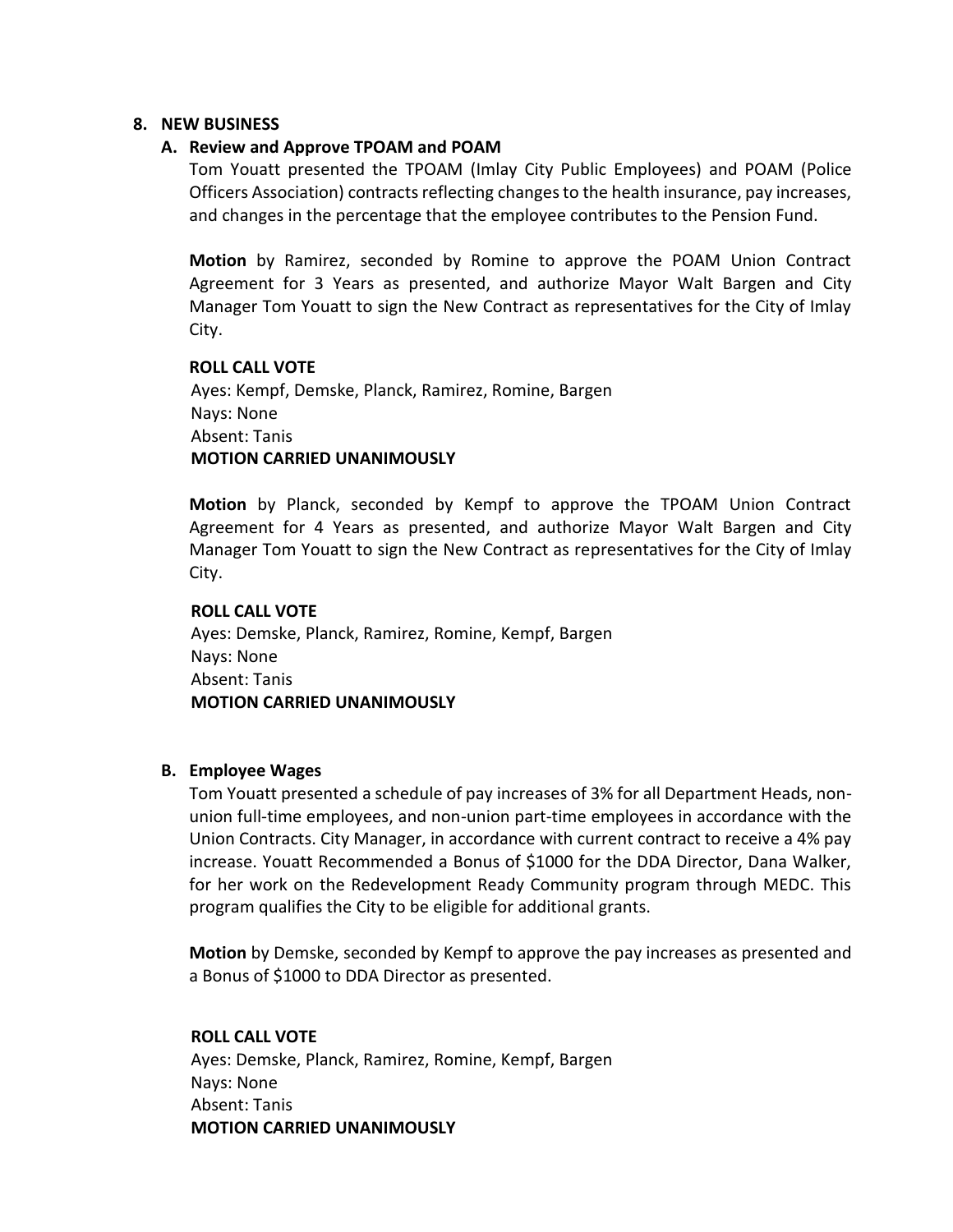## 8. NEW BUSINESS

### A. Review and Approve TPOAM and POAM

Tom Youatt presented the TPOAM (Imlay City Public Employees) and POAM (Police Officers Association) contracts reflecting changes to the health insurance, pay increases, and changes in the percentage that the employee contributes to the Pension Fund.

**Motion** by Ramirez, seconded by Romine to approve the POAM Union Contract Agreement for 3 Years as presented, and authorize Mayor Walt Bargen and City Manager Tom Youatt to sign the New Contract as representatives for the City of Imlay City.

**ROLL CALL VOTE**
Ayes: Kempf, Demske, Planck, Ramirez, Romine, Bargen
Nays: None
Absent: Tanis
**MOTION CARRIED UNANIMOUSLY**

**Motion** by Planck, seconded by Kempf to approve the TPOAM Union Contract Agreement for 4 Years as presented, and authorize Mayor Walt Bargen and City Manager Tom Youatt to sign the New Contract as representatives for the City of Imlay City.

**ROLL CALL VOTE**
Ayes: Demske, Planck, Ramirez, Romine, Kempf, Bargen
Nays: None
Absent: Tanis
**MOTION CARRIED UNANIMOUSLY**

### B. Employee Wages

Tom Youatt presented a schedule of pay increases of 3% for all Department Heads, non-union full-time employees, and non-union part-time employees in accordance with the Union Contracts. City Manager, in accordance with current contract to receive a 4% pay increase. Youatt Recommended a Bonus of $1000 for the DDA Director, Dana Walker, for her work on the Redevelopment Ready Community program through MEDC. This program qualifies the City to be eligible for additional grants.

**Motion** by Demske, seconded by Kempf to approve the pay increases as presented and a Bonus of $1000 to DDA Director as presented.

**ROLL CALL VOTE**
Ayes: Demske, Planck, Ramirez, Romine, Kempf, Bargen
Nays: None
Absent: Tanis
**MOTION CARRIED UNANIMOUSLY**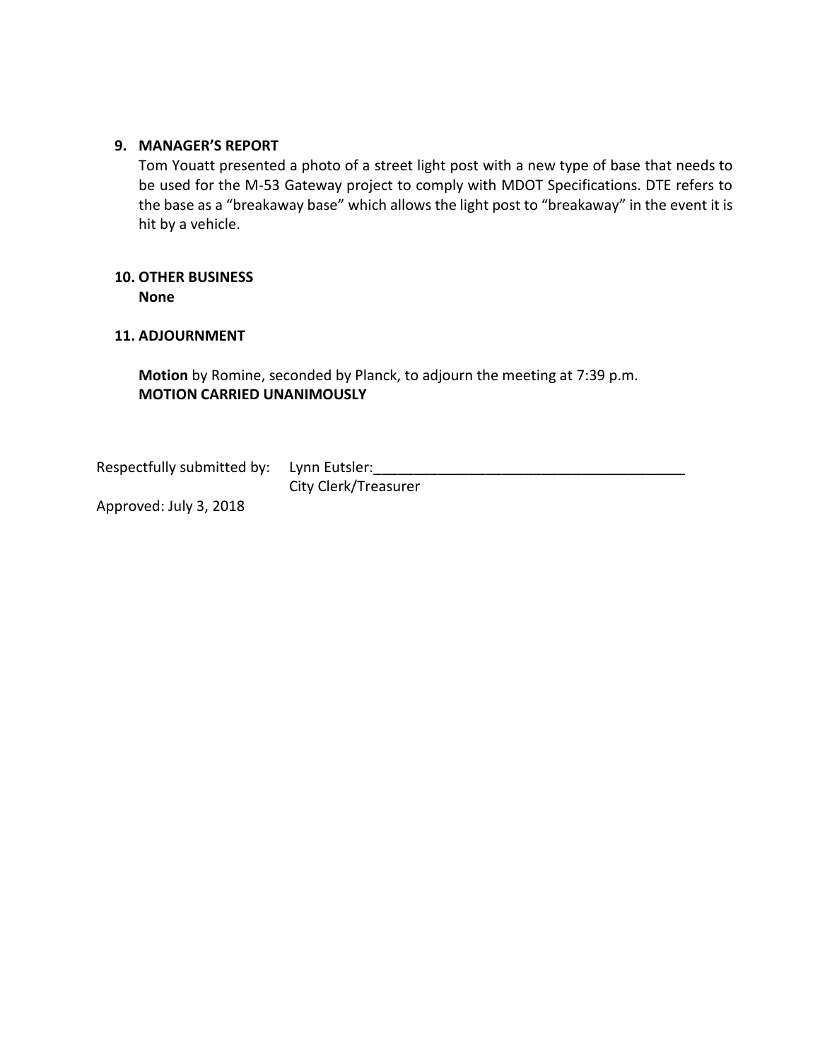## 9. MANAGER'S REPORT

Tom Youatt presented a photo of a street light post with a new type of base that needs to be used for the M-53 Gateway project to comply with MDOT Specifications. DTE refers to the base as a "breakaway base" which allows the light post to "breakaway" in the event it is hit by a vehicle.

## 10. OTHER BUSINESS

**None**

## 11. ADJOURNMENT

**Motion** by Romine, seconded by Planck, to adjourn the meeting at 7:39 p.m.
**MOTION CARRIED UNANIMOUSLY**

Respectfully submitted by: Lynn Eutsler:_______________________________________
City Clerk/Treasurer

Approved: July 3, 2018